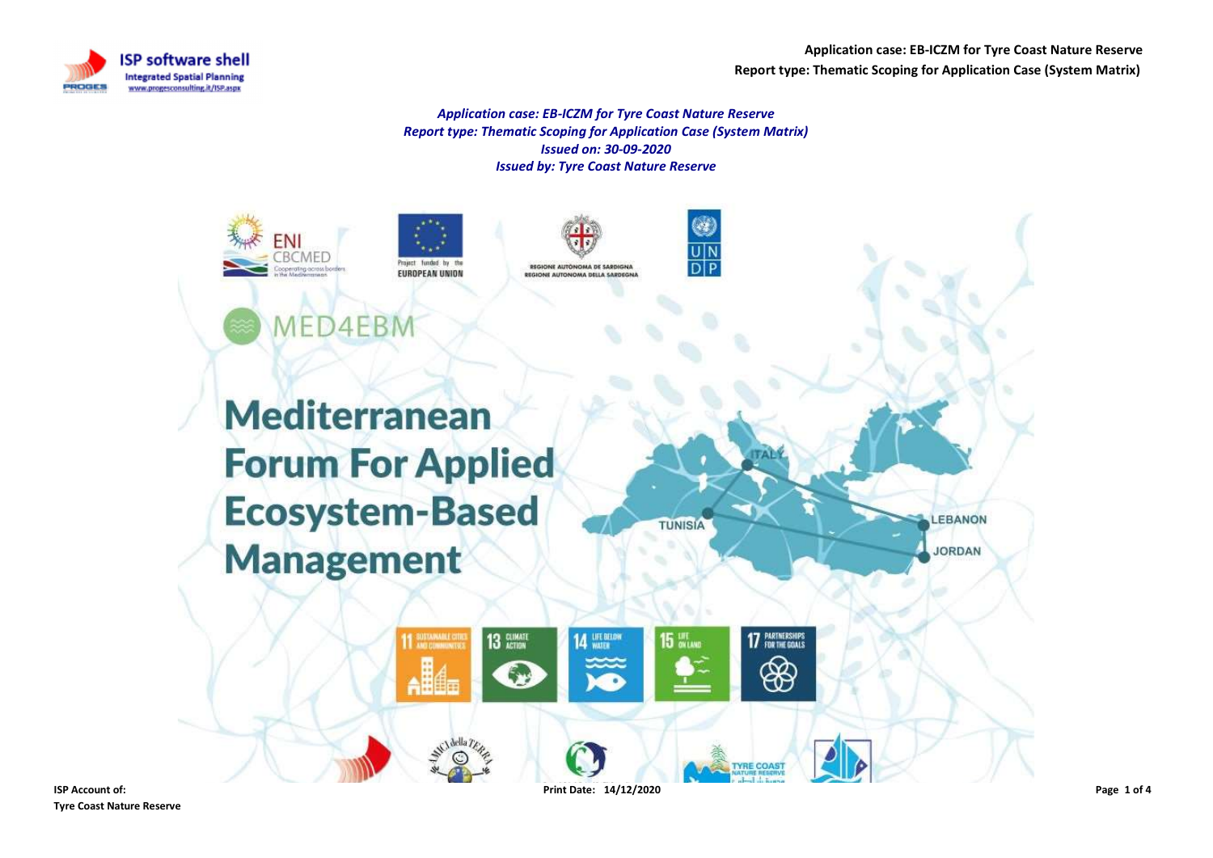*Application case: EB-ICZM for Tyre Coast Nature Reserve*
*Report type: Thematic Scoping for Application Case (System Matrix)*
*Issued on: 30-09-2020*
*Issued by: Tyre Coast Nature Reserve*

# MED4EBM

# Mediterranean Forum For Applied Ecosystem-Based Management

ISP Account of:
Tyre Coast Nature Reserve

Print Date: 14/12/2020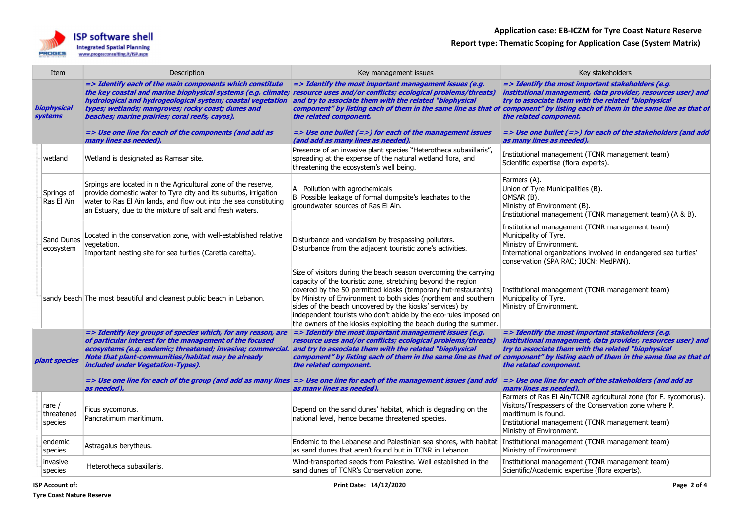Application case: EB-ICZM for Tyre Coast Nature Reserve
Report type: Thematic Scoping for Application Case (System Matrix)

| Item | | Description | Key management issues | Key stakeholders |
|---|---|---|---|---|
| ***biophysical systems*** | | ***=> Identify each of the main components which constitute the key coastal and marine biophysical systems (e.g. climate; hydrological and hydrogeological system; coastal vegetation types; wetlands; mangroves; rocky coast; dunes and beaches; marine prairies; coral reefs, cayos).*** <br><br> ***=> Use one line for each of the components (and add as many lines as needed).*** | ***=> Identify the most important management issues (e.g. resource uses and/or conflicts; ecological problems/threats) and try to associate them with the related "biophysical component" by listing each of them in the same line as that of the related component.*** <br><br> ***=> Use one bullet (=>) for each of the management issues (and add as many lines as needed).*** | ***=> Identify the most important stakeholders (e.g. institutional management, data provider, resources user) and try to associate them with the related "biophysical component" by listing each of them in the same line as that of the related component.*** <br><br> ***=> Use one bullet (=>) for each of the stakeholders (and add as many lines as needed).*** |
| | wetland | Wetland is designated as Ramsar site. | Presence of an invasive plant species "Heterotheca subaxillaris", spreading at the expense of the natural wetland flora, and threatening the ecosystem's well being. | Institutional management (TCNR management team).<br>Scientific expertise (flora experts). |
| | Springs of Ras El Ain | Srpings are located in n the Agricultural zone of the reserve, provide domestic water to Tyre city and its suburbs, irrigation water to Ras El Ain lands, and flow out into the sea constituting an Estuary, due to the mixture of salt and fresh waters. | A. Pollution with agrochemicals<br>B. Possible leakage of formal dumpsite's leachates to the groundwater sources of Ras El Ain. | Farmers (A).<br>Union of Tyre Municipalities (B).<br>OMSAR (B).<br>Ministry of Environment (B).<br>Institutional management (TCNR management team) (A & B). |
| | Sand Dunes ecosystem | Located in the conservation zone, with well-established relative vegetation.<br>Important nesting site for sea turtles (Caretta caretta). | Disturbance and vandalism by trespassing polluters.<br>Disturbance from the adjacent touristic zone's activities. | Institutional management (TCNR management team).<br>Municipality of Tyre.<br>Ministry of Environment.<br>International organizations involved in endangered sea turtles' conservation (SPA RAC; IUCN; MedPAN). |
| | sandy beach | The most beautiful and cleanest public beach in Lebanon. | Size of visitors during the beach season overcoming the carrying capacity of the touristic zone, stretching beyond the region covered by the 50 permitted kiosks (temporary hut-restaurants) by Ministry of Environment to both sides (northern and southern sides of the beach uncovered by the kiosks' services) by independent tourists who don't abide by the eco-rules imposed on the owners of the kiosks exploiting the beach during the summer. | Institutional management (TCNR management team).<br>Municipality of Tyre.<br>Ministry of Environment. |
| ***plant species*** | | ***=> Identify key groups of species which, for any reason, are of particular interest for the management of the focused ecosystems (e.g. endemic; threatened; invasive; commercial. Note that plant-communities/habitat may be already included under Vegetation-Types).*** <br><br> ***=> Use one line for each of the group (and add as many lines as needed).*** | ***=> Identify the most important management issues (e.g. resource uses and/or conflicts; ecological problems/threats) and try to associate them with the related "biophysical component" by listing each of them in the same line as that of the related component.*** <br><br> ***=> Use one line for each of the management issues (and add as many lines as needed).*** | ***=> Identify the most important stakeholders (e.g. institutional management, data provider, resources user) and try to associate them with the related "biophysical component" by listing each of them in the same line as that of the related component.*** <br><br> ***=> Use one line for each of the stakeholders (and add as many lines as needed).*** |
| | rare / threatened species | Ficus sycomorus.<br>Pancratimum maritimum. | Depend on the sand dunes' habitat, which is degrading on the national level, hence became threatened species. | Farmers of Ras El Ain/TCNR agricultural zone (for F. sycomorus).<br>Visitors/Trespassers of the Conservation zone where P. maritimum is found.<br>Institutional management (TCNR management team).<br>Ministry of Environment. |
| | endemic species | Astragalus berytheus. | Endemic to the Lebanese and Palestinian sea shores, with habitat as sand dunes that aren't found but in TCNR in Lebanon. | Institutional management (TCNR management team).<br>Ministry of Environment. |
| | invasive species | Heterotheca subaxillaris. | Wind-transported seeds from Palestine. Well established in the sand dunes of TCNR's Conservation zone. | Institutional management (TCNR management team).<br>Scientific/Academic expertise (flora experts). |

**ISP Account of:**
**Tyre Coast Nature Reserve**

**Print Date: 14/12/2020**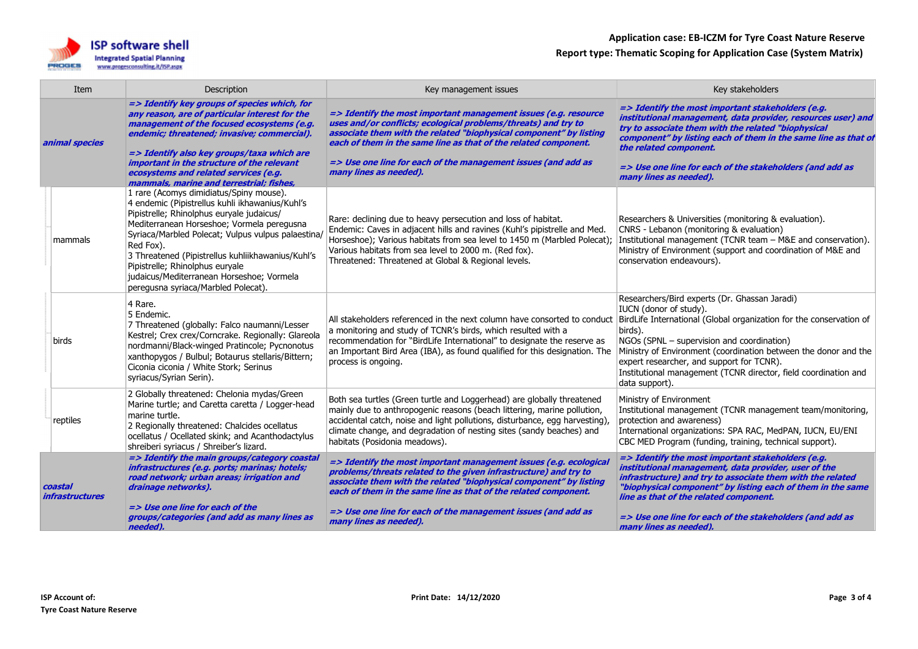| Item | Description | Key management issues | Key stakeholders |
|---|---|---|---|
| ***animal species*** | ***=> Identify key groups of species which, for any reason, are of particular interest for the management of the focused ecosystems (e.g. endemic; threatened; invasive; commercial).*** <br><br> ***=> Identify also key groups/taxa which are important in the structure of the relevant ecosystems and related services (e.g. mammals, marine and terrestrial; fishes,*** | ***=> Identify the most important management issues (e.g. resource uses and/or conflicts; ecological problems/threats) and try to associate them with the related "biophysical component" by listing each of them in the same line as that of the related component.*** <br><br> ***=> Use one line for each of the management issues (and add as many lines as needed).*** | ***=> Identify the most important stakeholders (e.g. institutional management, data provider, resources user) and try to associate them with the related "biophysical component" by listing each of them in the same line as that of the related component.*** <br><br> ***=> Use one line for each of the stakeholders (and add as many lines as needed).*** |
| mammals | 1 rare (Acomys dimidiatus/Spiny mouse).<br>4 endemic (Pipistrellus kuhli ikhawanius/Kuhl's Pipistrelle; Rhinolphus euryale judaicus/ Mediterranean Horseshoe; Vormela peregusna Syriaca/Marbled Polecat; Vulpus vulpus palaestina/ Red Fox).<br>3 Threatened (Pipistrellus kuhliikhawanius/Kuhl's Pipistrelle; Rhinolphus euryale judaicus/Mediterranean Horseshoe; Vormela peregusna syriaca/Marbled Polecat). | Rare: declining due to heavy persecution and loss of habitat.<br>Endemic: Caves in adjacent hills and ravines (Kuhl's pipistrelle and Med. Horseshoe); Various habitats from sea level to 1450 m (Marbled Polecat); Various habitats from sea level to 2000 m. (Red fox).<br>Threatened: Threatened at Global & Regional levels. | Researchers & Universities (monitoring & evaluation).<br>CNRS - Lebanon (monitoring & evaluation)<br>Institutional management (TCNR team – M&E and conservation).<br>Ministry of Environment (support and coordination of M&E and conservation endeavours). |
| birds | 4 Rare.<br>5 Endemic.<br>7 Threatened (globally: Falco naumanni/Lesser Kestrel; Crex crex/Corncrake. Regionally: Glareola nordmanni/Black-winged Pratincole; Pycnonotus xanthopygos / Bulbul; Botaurus stellaris/Bittern; Ciconia ciconia / White Stork; Serinus syriacus/Syrian Serin). | All stakeholders referenced in the next column have consorted to conduct a monitoring and study of TCNR's birds, which resulted with a recommendation for "BirdLife International" to designate the reserve as an Important Bird Area (IBA), as found qualified for this designation. The process is ongoing. | Researchers/Bird experts (Dr. Ghassan Jaradi)<br>IUCN (donor of study).<br>BirdLife International (Global organization for the conservation of birds).<br>NGOs (SPNL – supervision and coordination)<br>Ministry of Environment (coordination between the donor and the expert researcher, and support for TCNR).<br>Institutional management (TCNR director, field coordination and data support). |
| reptiles | 2 Globally threatened: Chelonia mydas/Green Marine turtle; and Caretta caretta / Logger-head marine turtle.<br>2 Regionally threatened: Chalcides ocellatus ocellatus / Ocellated skink; and Acanthodactylus shreiberi syriacus / Shreiber's lizard. | Both sea turtles (Green turtle and Loggerhead) are globally threatened mainly due to anthropogenic reasons (beach littering, marine pollution, accidental catch, noise and light pollutions, disturbance, egg harvesting), climate change, and degradation of nesting sites (sandy beaches) and habitats (Posidonia meadows). | Ministry of Environment<br>Institutional management (TCNR management team/monitoring, protection and awareness)<br>International organizations: SPA RAC, MedPAN, IUCN, EU/ENI CBC MED Program (funding, training, technical support). |
| ***coastal infrastructures*** | ***=> Identify the main groups/category coastal infrastructures (e.g. ports; marinas; hotels; road network; urban areas; irrigation and drainage networks).*** <br><br> ***=> Use one line for each of the groups/categories (and add as many lines as needed).*** | ***=> Identify the most important management issues (e.g. ecological problems/threats related to the given infrastructure) and try to associate them with the related "biophysical component" by listing each of them in the same line as that of the related component.*** <br><br> ***=> Use one line for each of the management issues (and add as many lines as needed).*** | ***=> Identify the most important stakeholders (e.g. institutional management, data provider, user of the infrastructure) and try to associate them with the related "biophysical component" by listing each of them in the same line as that of the related component.*** <br><br> ***=> Use one line for each of the stakeholders (and add as many lines as needed).*** |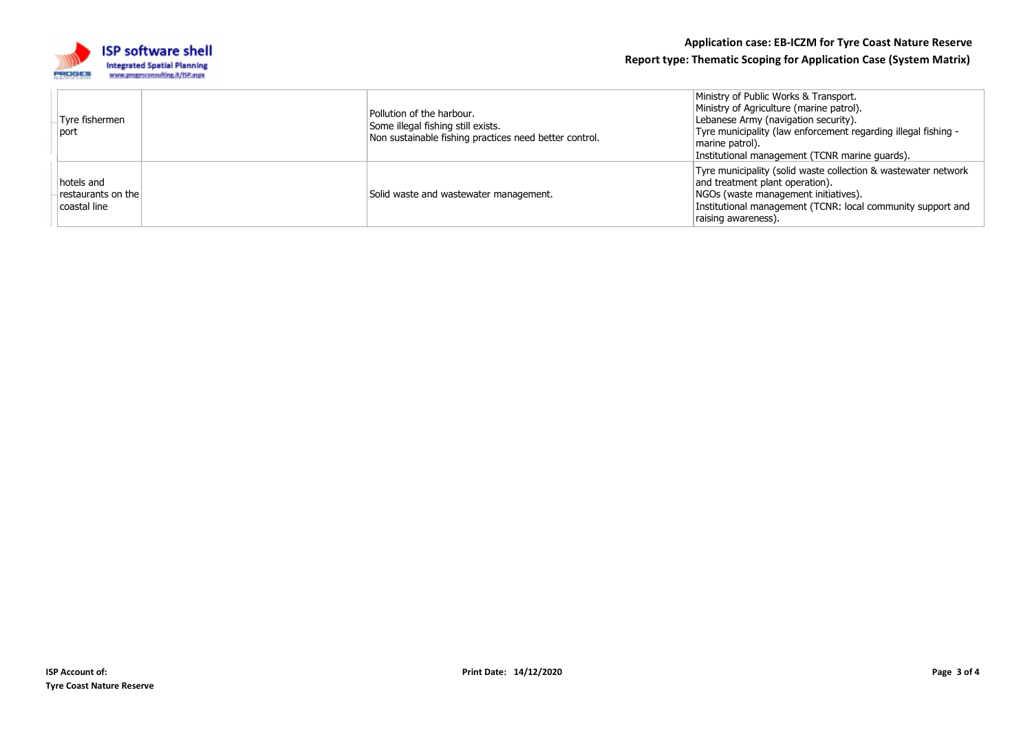| | | | |
|---|---|---|---|
| Tyre fishermen port | | Pollution of the harbour.<br>Some illegal fishing still exists.<br>Non sustainable fishing practices need better control. | Ministry of Public Works & Transport.<br>Ministry of Agriculture (marine patrol).<br>Lebanese Army (navigation security).<br>Tyre municipality (law enforcement regarding illegal fishing - marine patrol).<br>Institutional management (TCNR marine guards). |
| hotels and restaurants on the coastal line | | Solid waste and wastewater management. | Tyre municipality (solid waste collection & wastewater network and treatment plant operation).<br>NGOs (waste management initiatives).<br>Institutional management (TCNR: local community support and raising awareness). |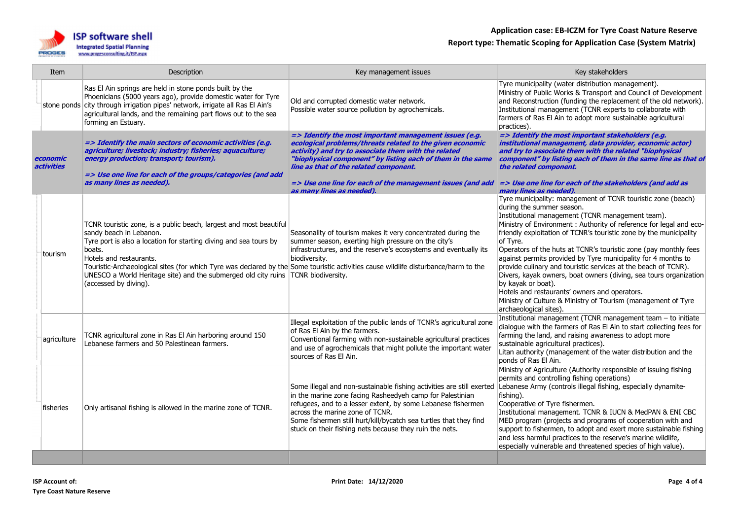| Item | Description | Key management issues | Key stakeholders |
|---|---|---|---|
| stone ponds | Ras El Ain springs are held in stone ponds built by the Phoenicians (5000 years ago), provide domestic water for Tyre city through irrigation pipes' network, irrigate all Ras El Ain's agricultural lands, and the remaining part flows out to the sea forming an Estuary. | Old and corrupted domestic water network.<br>Possible water source pollution by agrochemicals. | Tyre municipality (water distribution management).<br>Ministry of Public Works & Transport and Council of Development and Reconstruction (funding the replacement of the old network).<br>Institutional management (TCNR experts to collaborate with farmers of Ras El Ain to adopt more sustainable agricultural practices). |
| ***economic activities*** | ***=> Identify the main sectors of economic activities (e.g. agriculture; livestock; industry; fisheries; aquaculture; energy production; transport; tourism).***<br>***=> Use one line for each of the groups/categories (and add as many lines as needed).*** | ***=> Identify the most important management issues (e.g. ecological problems/threats related to the given economic activity) and try to associate them with the related "biophysical component" by listing each of them in the same line as that of the related component.***<br>***=> Use one line for each of the management issues (and add as many lines as needed).*** | ***=> Identify the most important stakeholders (e.g. institutional management, data provider, economic actor) and try to associate them with the related "biophysical component" by listing each of them in the same line as that of the related component.***<br>***=> Use one line for each of the stakeholders (and add as many lines as needed).*** |
| tourism | TCNR touristic zone, is a public beach, largest and most beautiful sandy beach in Lebanon.<br>Tyre port is also a location for starting diving and sea tours by boats.<br>Hotels and restaurants.<br>Touristic-Archaeological sites (for which Tyre was declared by the UNESCO a World Heritage site) and the submerged old city ruins (accessed by diving). | Seasonality of tourism makes it very concentrated during the summer season, exerting high pressure on the city's infrastructures, and the reserve's ecosystems and eventually its biodiversity.<br>Some touristic activities cause wildlife disturbance/harm to the TCNR biodiversity. | Tyre municipality: management of TCNR touristic zone (beach) during the summer season.<br>Institutional management (TCNR management team).<br>Ministry of Environment : Authority of reference for legal and eco-friendly exploitation of TCNR's touristic zone by the municipality of Tyre.<br>Operators of the huts at TCNR's touristic zone (pay monthly fees against permits provided by Tyre municipality for 4 months to provide culinary and touristic services at the beach of TCNR).<br>Divers, kayak owners, boat owners (diving, sea tours organization by kayak or boat).<br>Hotels and restaurants' owners and operators.<br>Ministry of Culture & Ministry of Tourism (management of Tyre archaeological sites). |
| agriculture | TCNR agricultural zone in Ras El Ain harboring around 150 Lebanese farmers and 50 Palestinean farmers. | Illegal exploitation of the public lands of TCNR's agricultural zone of Ras El Ain by the farmers.<br>Conventional farming with non-sustainable agricultural practices and use of agrochemicals that might pollute the important water sources of Ras El Ain. | Institutional management (TCNR management team – to initiate dialogue with the farmers of Ras El Ain to start collecting fees for farming the land, and raising awareness to adopt more sustainable agricultural practices).<br>Litan authority (management of the water distribution and the ponds of Ras El Ain. |
| fisheries | Only artisanal fishing is allowed in the marine zone of TCNR. | Some illegal and non-sustainable fishing activities are still exerted in the marine zone facing Rasheedyeh camp for Palestinian refugees, and to a lesser extent, by some Lebanese fishermen across the marine zone of TCNR.<br>Some fishermen still hurt/kill/bycatch sea turtles that they find stuck on their fishing nets because they ruin the nets. | Ministry of Agriculture (Authority responsible of issuing fishing permits and controlling fishing operations)<br>Lebanese Army (controls illegal fishing, especially dynamite-fishing).<br>Cooperative of Tyre fishermen.<br>Institutional management. TCNR & IUCN & MedPAN & ENI CBC MED program (projects and programs of cooperation with and support to fishermen, to adopt and exert more sustainable fishing and less harmful practices to the reserve's marine wildlife, especially vulnerable and threatened species of high value). |
| | | | |